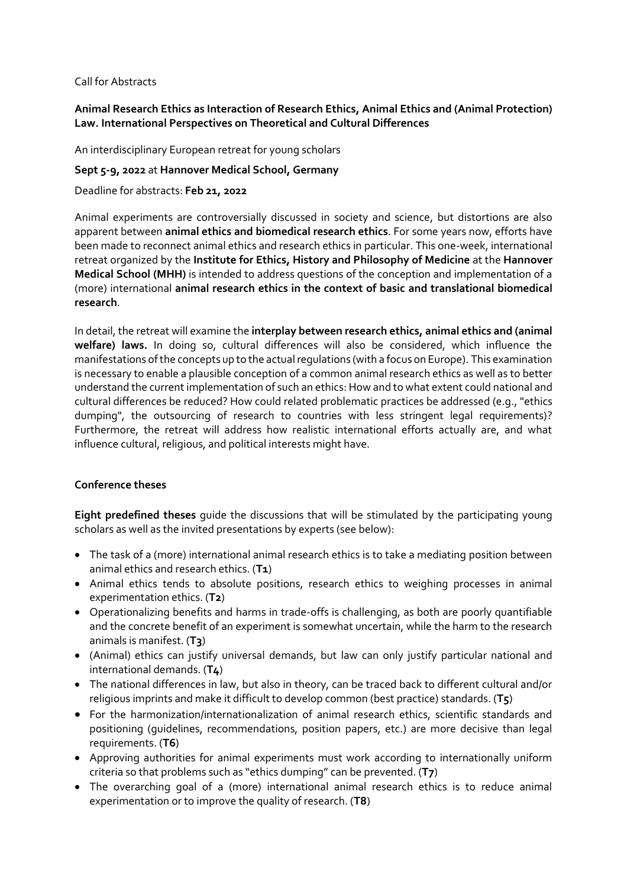Call for Abstracts

**Animal Research Ethics as Interaction of Research Ethics, Animal Ethics and (Animal Protection) Law. International Perspectives on Theoretical and Cultural Differences**

An interdisciplinary European retreat for young scholars

**Sept 5-9, 2022** at **Hannover Medical School, Germany**

Deadline for abstracts: **Feb 21, 2022**

Animal experiments are controversially discussed in society and science, but distortions are also apparent between **animal ethics and biomedical research ethics**. For some years now, efforts have been made to reconnect animal ethics and research ethics in particular. This one-week, international retreat organized by the **Institute for Ethics, History and Philosophy of Medicine** at the **Hannover Medical School (MHH)** is intended to address questions of the conception and implementation of a (more) international **animal research ethics in the context of basic and translational biomedical research**.

In detail, the retreat will examine the **interplay between research ethics, animal ethics and (animal welfare) laws.** In doing so, cultural differences will also be considered, which influence the manifestations of the concepts up to the actual regulations (with a focus on Europe). This examination is necessary to enable a plausible conception of a common animal research ethics as well as to better understand the current implementation of such an ethics: How and to what extent could national and cultural differences be reduced? How could related problematic practices be addressed (e.g., "ethics dumping", the outsourcing of research to countries with less stringent legal requirements)? Furthermore, the retreat will address how realistic international efforts actually are, and what influence cultural, religious, and political interests might have.

**Conference theses**

**Eight predefined theses** guide the discussions that will be stimulated by the participating young scholars as well as the invited presentations by experts (see below):

- The task of a (more) international animal research ethics is to take a mediating position between animal ethics and research ethics. (**T1**)
- Animal ethics tends to absolute positions, research ethics to weighing processes in animal experimentation ethics. (**T2**)
- Operationalizing benefits and harms in trade-offs is challenging, as both are poorly quantifiable and the concrete benefit of an experiment is somewhat uncertain, while the harm to the research animals is manifest. (**T3**)
- (Animal) ethics can justify universal demands, but law can only justify particular national and international demands. (**T4**)
- The national differences in law, but also in theory, can be traced back to different cultural and/or religious imprints and make it difficult to develop common (best practice) standards. (**T5**)
- For the harmonization/internationalization of animal research ethics, scientific standards and positioning (guidelines, recommendations, position papers, etc.) are more decisive than legal requirements. (**T6**)
- Approving authorities for animal experiments must work according to internationally uniform criteria so that problems such as "ethics dumping" can be prevented. (**T7**)
- The overarching goal of a (more) international animal research ethics is to reduce animal experimentation or to improve the quality of research. (**T8**)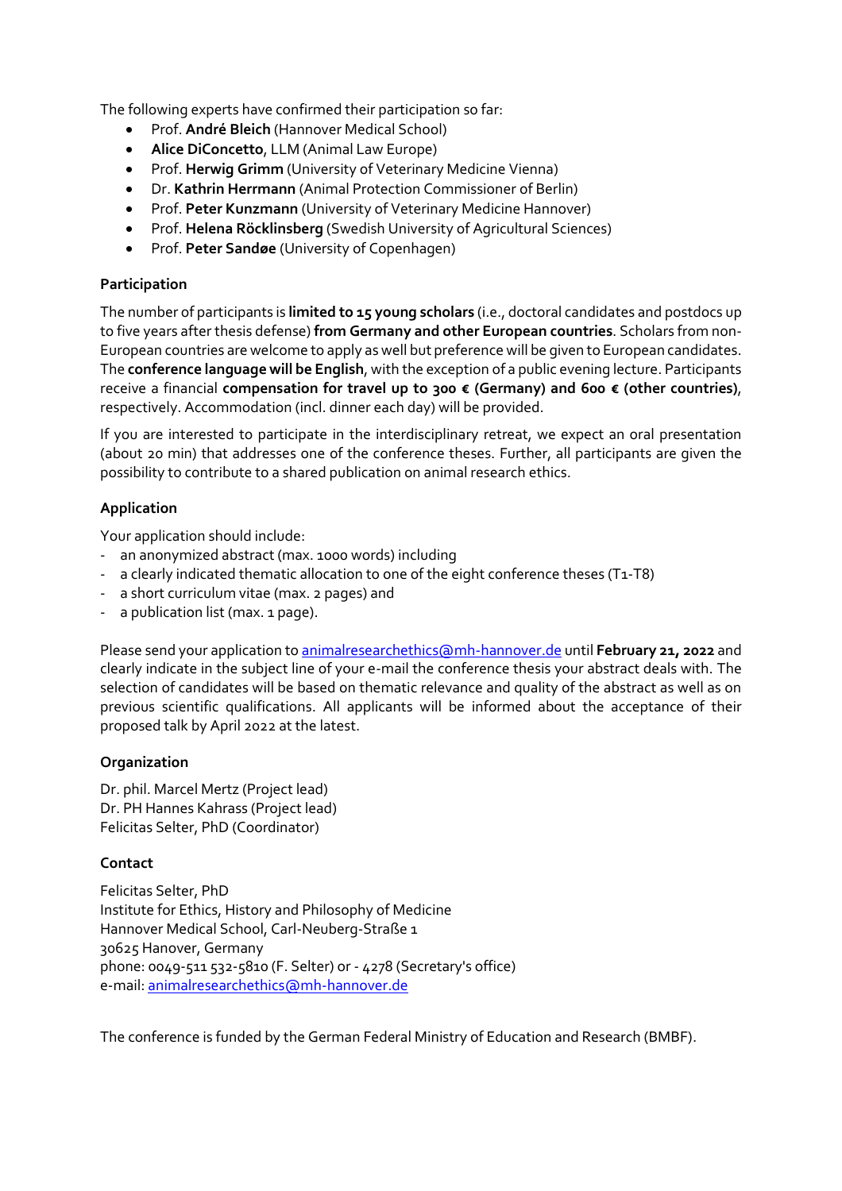The following experts have confirmed their participation so far:

- Prof. **André Bleich** (Hannover Medical School)
- **Alice DiConcetto**, LLM (Animal Law Europe)
- Prof. **Herwig Grimm** (University of Veterinary Medicine Vienna)
- Dr. **Kathrin Herrmann** (Animal Protection Commissioner of Berlin)
- Prof. **Peter Kunzmann** (University of Veterinary Medicine Hannover)
- Prof. **Helena Röcklinsberg** (Swedish University of Agricultural Sciences)
- Prof. **Peter Sandøe** (University of Copenhagen)

### Participation

The number of participants is **limited to 15 young scholars** (i.e., doctoral candidates and postdocs up to five years after thesis defense) **from Germany and other European countries**. Scholars from non-European countries are welcome to apply as well but preference will be given to European candidates. The **conference language will be English**, with the exception of a public evening lecture. Participants receive a financial **compensation for travel up to 300 € (Germany) and 600 € (other countries)**, respectively. Accommodation (incl. dinner each day) will be provided.

If you are interested to participate in the interdisciplinary retreat, we expect an oral presentation (about 20 min) that addresses one of the conference theses. Further, all participants are given the possibility to contribute to a shared publication on animal research ethics.

### Application

Your application should include:

- an anonymized abstract (max. 1000 words) including
- a clearly indicated thematic allocation to one of the eight conference theses (T1-T8)
- a short curriculum vitae (max. 2 pages) and
- a publication list (max. 1 page).

Please send your application to animalresearchethics@mh-hannover.de until **February 21, 2022** and clearly indicate in the subject line of your e-mail the conference thesis your abstract deals with. The selection of candidates will be based on thematic relevance and quality of the abstract as well as on previous scientific qualifications. All applicants will be informed about the acceptance of their proposed talk by April 2022 at the latest.

### Organization

Dr. phil. Marcel Mertz (Project lead)
Dr. PH Hannes Kahrass (Project lead)
Felicitas Selter, PhD (Coordinator)

### Contact

Felicitas Selter, PhD
Institute for Ethics, History and Philosophy of Medicine
Hannover Medical School, Carl-Neuberg-Straße 1
30625 Hanover, Germany
phone: 0049-511 532-5810 (F. Selter) or - 4278 (Secretary's office)
e-mail: animalresearchethics@mh-hannover.de

The conference is funded by the German Federal Ministry of Education and Research (BMBF).